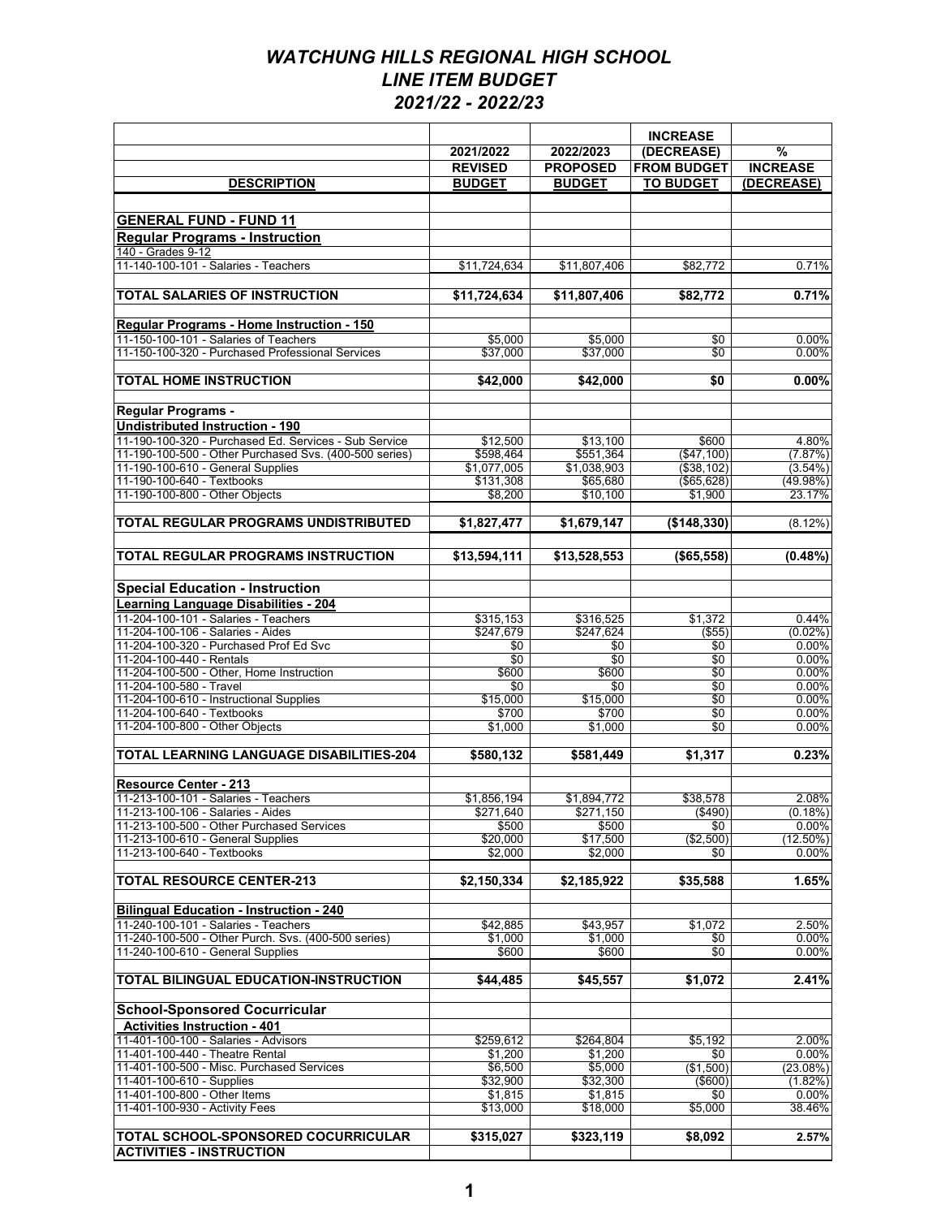# *WATCHUNG HILLS REGIONAL HIGH SCHOOL*
# *LINE ITEM BUDGET*
# *2021/22 - 2022/23*

| DESCRIPTION | 2021/2022 REVISED BUDGET | 2022/2023 PROPOSED BUDGET | INCREASE (DECREASE) FROM BUDGET TO BUDGET | % INCREASE (DECREASE) |
|---|---|---|---|---|
| **GENERAL FUND - FUND 11** | | | | |
| **Regular Programs - Instruction** | | | | |
| 140 - Grades 9-12 | | | | |
| 11-140-100-101 - Salaries - Teachers | $11,724,634 | $11,807,406 | $82,772 | 0.71% |
| **TOTAL SALARIES OF INSTRUCTION** | **$11,724,634** | **$11,807,406** | **$82,772** | **0.71%** |
| **Regular Programs - Home Instruction - 150** | | | | |
| 11-150-100-101 - Salaries of Teachers | $5,000 | $5,000 | $0 | 0.00% |
| 11-150-100-320 - Purchased Professional Services | $37,000 | $37,000 | $0 | 0.00% |
| **TOTAL HOME INSTRUCTION** | **$42,000** | **$42,000** | **$0** | **0.00%** |
| **Regular Programs -** | | | | |
| **Undistributed Instruction - 190** | | | | |
| 11-190-100-320 - Purchased Ed. Services - Sub Service | $12,500 | $13,100 | $600 | 4.80% |
| 11-190-100-500 - Other Purchased Svs. (400-500 series) | $598,464 | $551,364 | ($47,100) | (7.87%) |
| 11-190-100-610 - General Supplies | $1,077,005 | $1,038,903 | ($38,102) | (3.54%) |
| 11-190-100-640 - Textbooks | $131,308 | $65,680 | ($65,628) | (49.98%) |
| 11-190-100-800 - Other Objects | $8,200 | $10,100 | $1,900 | 23.17% |
| **TOTAL REGULAR PROGRAMS UNDISTRIBUTED** | **$1,827,477** | **$1,679,147** | **($148,330)** | (8.12%) |
| **TOTAL REGULAR PROGRAMS INSTRUCTION** | **$13,594,111** | **$13,528,553** | **($65,558)** | **(0.48%)** |
| **Special Education - Instruction** | | | | |
| **Learning Language Disabilities - 204** | | | | |
| 11-204-100-101 - Salaries - Teachers | $315,153 | $316,525 | $1,372 | 0.44% |
| 11-204-100-106 - Salaries - Aides | $247,679 | $247,624 | ($55) | (0.02%) |
| 11-204-100-320 - Purchased Prof Ed Svc | $0 | $0 | $0 | 0.00% |
| 11-204-100-440 - Rentals | $0 | $0 | $0 | 0.00% |
| 11-204-100-500 - Other, Home Instruction | $600 | $600 | $0 | 0.00% |
| 11-204-100-580 - Travel | $0 | $0 | $0 | 0.00% |
| 11-204-100-610 - Instructional Supplies | $15,000 | $15,000 | $0 | 0.00% |
| 11-204-100-640 - Textbooks | $700 | $700 | $0 | 0.00% |
| 11-204-100-800 - Other Objects | $1,000 | $1,000 | $0 | 0.00% |
| **TOTAL LEARNING LANGUAGE DISABILITIES-204** | **$580,132** | **$581,449** | **$1,317** | **0.23%** |
| **Resource Center - 213** | | | | |
| 11-213-100-101 - Salaries - Teachers | $1,856,194 | $1,894,772 | $38,578 | 2.08% |
| 11-213-100-106 - Salaries - Aides | $271,640 | $271,150 | ($490) | (0.18%) |
| 11-213-100-500 - Other Purchased Services | $500 | $500 | $0 | 0.00% |
| 11-213-100-610 - General Supplies | $20,000 | $17,500 | ($2,500) | (12.50%) |
| 11-213-100-640 - Textbooks | $2,000 | $2,000 | $0 | 0.00% |
| **TOTAL RESOURCE CENTER-213** | **$2,150,334** | **$2,185,922** | **$35,588** | **1.65%** |
| **Bilingual Education - Instruction - 240** | | | | |
| 11-240-100-101 - Salaries - Teachers | $42,885 | $43,957 | $1,072 | 2.50% |
| 11-240-100-500 - Other Purch. Svs. (400-500 series) | $1,000 | $1,000 | $0 | 0.00% |
| 11-240-100-610 - General Supplies | $600 | $600 | $0 | 0.00% |
| **TOTAL BILINGUAL EDUCATION-INSTRUCTION** | **$44,485** | **$45,557** | **$1,072** | **2.41%** |
| **School-Sponsored Cocurricular** | | | | |
| **Activities Instruction - 401** | | | | |
| 11-401-100-100 - Salaries - Advisors | $259,612 | $264,804 | $5,192 | 2.00% |
| 11-401-100-440 - Theatre Rental | $1,200 | $1,200 | $0 | 0.00% |
| 11-401-100-500 - Misc. Purchased Services | $6,500 | $5,000 | ($1,500) | (23.08%) |
| 11-401-100-610 - Supplies | $32,900 | $32,300 | ($600) | (1.82%) |
| 11-401-100-800 - Other Items | $1,815 | $1,815 | $0 | 0.00% |
| 11-401-100-930 - Activity Fees | $13,000 | $18,000 | $5,000 | 38.46% |
| **TOTAL SCHOOL-SPONSORED COCURRICULAR ACTIVITIES - INSTRUCTION** | **$315,027** | **$323,119** | **$8,092** | **2.57%** |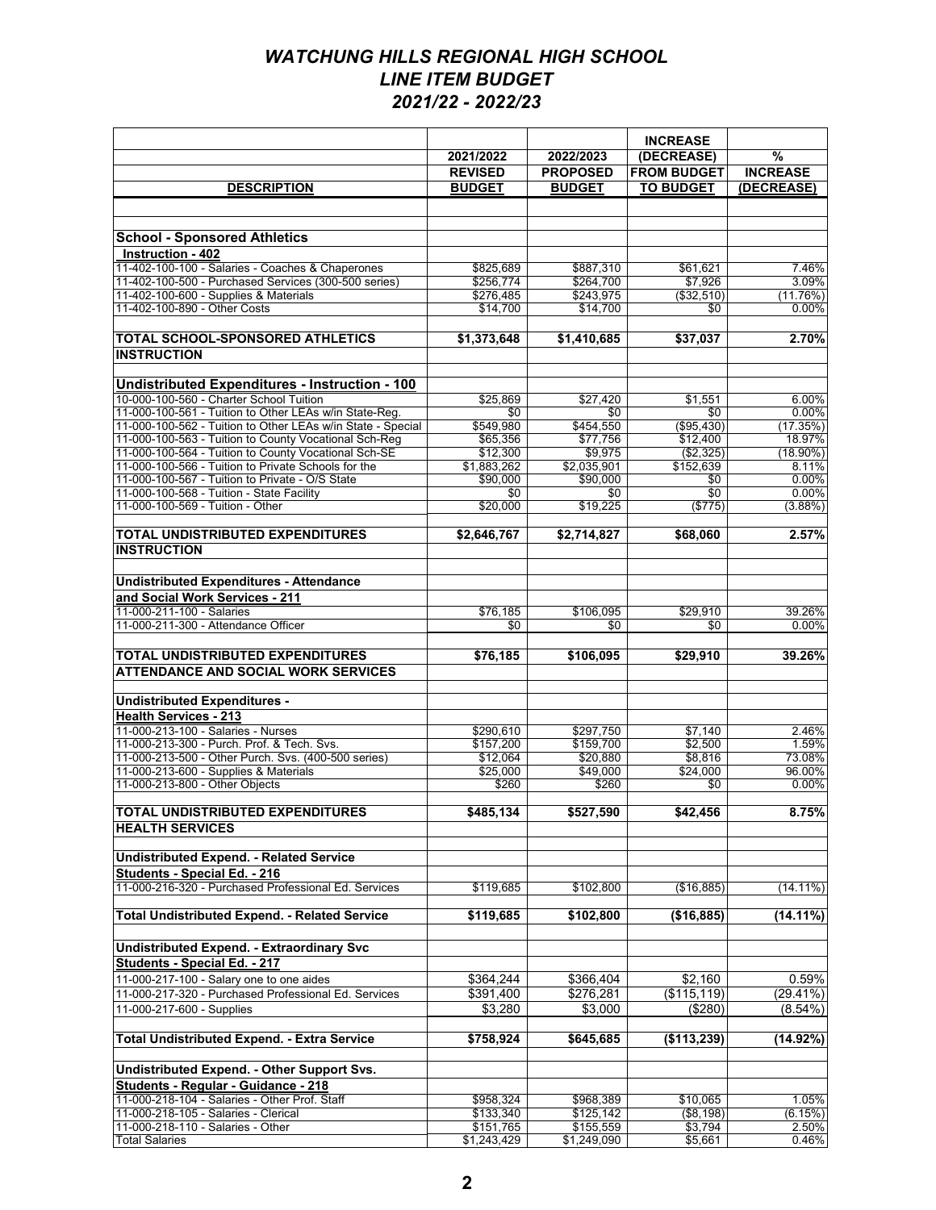# *WATCHUNG HILLS REGIONAL HIGH SCHOOL*
## *LINE ITEM BUDGET*
## *2021/22 - 2022/23*

| DESCRIPTION | 2021/2022 REVISED BUDGET | 2022/2023 PROPOSED BUDGET | INCREASE (DECREASE) FROM BUDGET TO BUDGET | % INCREASE (DECREASE) |
|---|---|---|---|---|
| **School - Sponsored Athletics** | | | | |
| **Instruction - 402** | | | | |
| 11-402-100-100 - Salaries - Coaches & Chaperones | $825,689 | $887,310 | $61,621 | 7.46% |
| 11-402-100-500 - Purchased Services (300-500 series) | $256,774 | $264,700 | $7,926 | 3.09% |
| 11-402-100-600 - Supplies & Materials | $276,485 | $243,975 | ($32,510) | (11.76%) |
| 11-402-100-890 - Other Costs | $14,700 | $14,700 | $0 | 0.00% |
| **TOTAL SCHOOL-SPONSORED ATHLETICS INSTRUCTION** | **$1,373,648** | **$1,410,685** | **$37,037** | **2.70%** |
| **Undistributed Expenditures - Instruction - 100** | | | | |
| 10-000-100-560 - Charter School Tuition | $25,869 | $27,420 | $1,551 | 6.00% |
| 11-000-100-561 - Tuition to Other LEAs w/in State-Reg. | $0 | $0 | $0 | 0.00% |
| 11-000-100-562 - Tuition to Other LEAs w/in State - Special | $549,980 | $454,550 | ($95,430) | (17.35%) |
| 11-000-100-563 - Tuition to County Vocational Sch-Reg | $65,356 | $77,756 | $12,400 | 18.97% |
| 11-000-100-564 - Tuition to County Vocational Sch-SE | $12,300 | $9,975 | ($2,325) | (18.90%) |
| 11-000-100-566 - Tuition to Private Schools for the | $1,883,262 | $2,035,901 | $152,639 | 8.11% |
| 11-000-100-567 - Tuition to Private - O/S State | $90,000 | $90,000 | $0 | 0.00% |
| 11-000-100-568 - Tuition - State Facility | $0 | $0 | $0 | 0.00% |
| 11-000-100-569 - Tuition - Other | $20,000 | $19,225 | ($775) | (3.88%) |
| **TOTAL UNDISTRIBUTED EXPENDITURES INSTRUCTION** | **$2,646,767** | **$2,714,827** | **$68,060** | **2.57%** |
| **Undistributed Expenditures - Attendance and Social Work Services - 211** | | | | |
| 11-000-211-100 - Salaries | $76,185 | $106,095 | $29,910 | 39.26% |
| 11-000-211-300 - Attendance Officer | $0 | $0 | $0 | 0.00% |
| **TOTAL UNDISTRIBUTED EXPENDITURES ATTENDANCE AND SOCIAL WORK SERVICES** | **$76,185** | **$106,095** | **$29,910** | **39.26%** |
| **Undistributed Expenditures - Health Services - 213** | | | | |
| 11-000-213-100 - Salaries - Nurses | $290,610 | $297,750 | $7,140 | 2.46% |
| 11-000-213-300 - Purch. Prof. & Tech. Svs. | $157,200 | $159,700 | $2,500 | 1.59% |
| 11-000-213-500 - Other Purch. Svs. (400-500 series) | $12,064 | $20,880 | $8,816 | 73.08% |
| 11-000-213-600 - Supplies & Materials | $25,000 | $49,000 | $24,000 | 96.00% |
| 11-000-213-800 - Other Objects | $260 | $260 | $0 | 0.00% |
| **TOTAL UNDISTRIBUTED EXPENDITURES HEALTH SERVICES** | **$485,134** | **$527,590** | **$42,456** | **8.75%** |
| **Undistributed Expend. - Related Service Students - Special Ed. - 216** | | | | |
| 11-000-216-320 - Purchased Professional Ed. Services | $119,685 | $102,800 | ($16,885) | (14.11%) |
| **Total Undistributed Expend. - Related Service** | **$119,685** | **$102,800** | **($16,885)** | **(14.11%)** |
| **Undistributed Expend. - Extraordinary Svc Students - Special Ed. - 217** | | | | |
| 11-000-217-100 - Salary one to one aides | $364,244 | $366,404 | $2,160 | 0.59% |
| 11-000-217-320 - Purchased Professional Ed. Services | $391,400 | $276,281 | ($115,119) | (29.41%) |
| 11-000-217-600 - Supplies | $3,280 | $3,000 | ($280) | (8.54%) |
| **Total Undistributed Expend. - Extra Service** | **$758,924** | **$645,685** | **($113,239)** | **(14.92%)** |
| **Undistributed Expend. - Other Support Svs. Students - Regular - Guidance - 218** | | | | |
| 11-000-218-104 - Salaries - Other Prof. Staff | $958,324 | $968,389 | $10,065 | 1.05% |
| 11-000-218-105 - Salaries - Clerical | $133,340 | $125,142 | ($8,198) | (6.15%) |
| 11-000-218-110 - Salaries - Other | $151,765 | $155,559 | $3,794 | 2.50% |
| Total Salaries | $1,243,429 | $1,249,090 | $5,661 | 0.46% |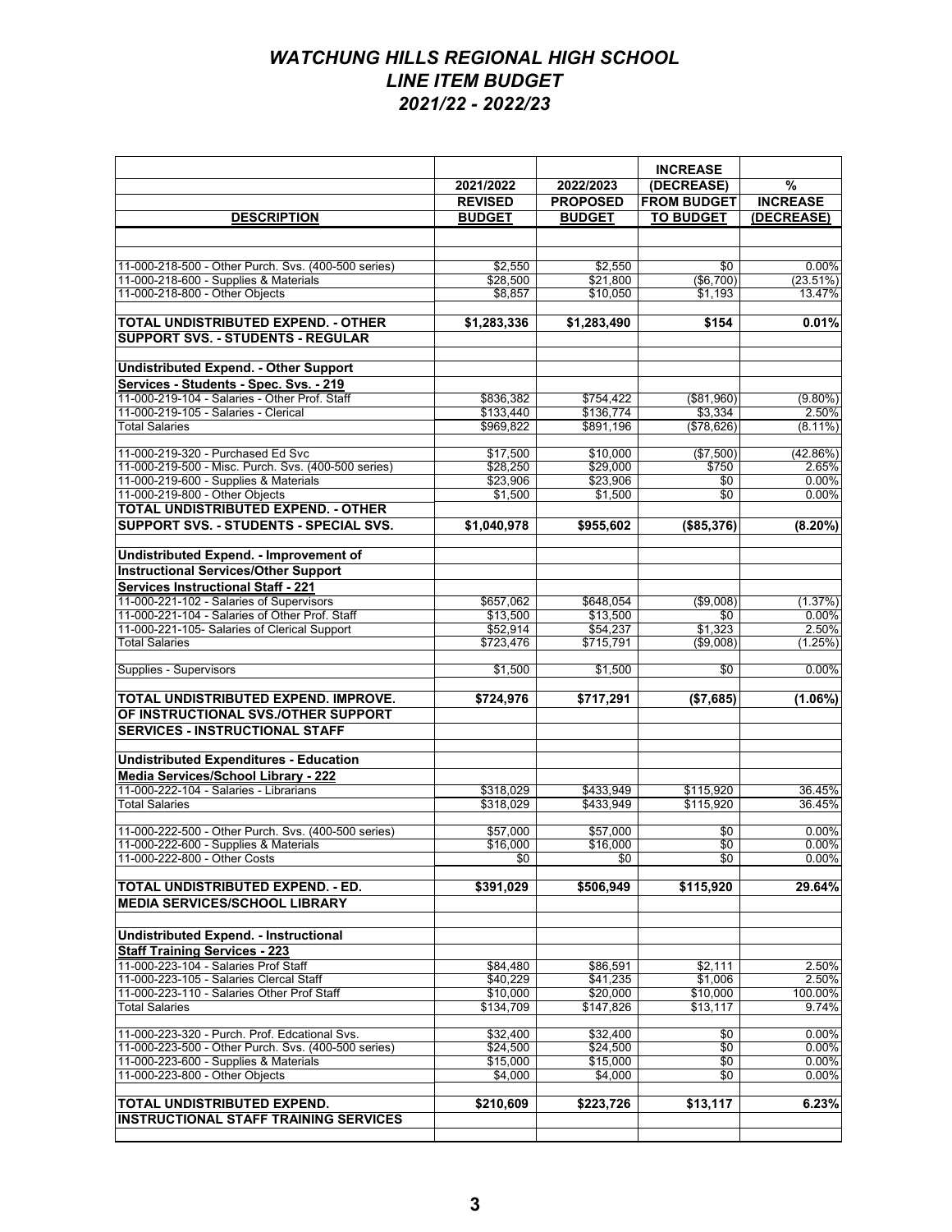# *WATCHUNG HILLS REGIONAL HIGH SCHOOL*
## *LINE ITEM BUDGET*
## *2021/22 - 2022/23*

| DESCRIPTION | 2021/2022 REVISED BUDGET | 2022/2023 PROPOSED BUDGET | INCREASE (DECREASE) FROM BUDGET TO BUDGET | % INCREASE (DECREASE) |
|---|---|---|---|---|
| 11-000-218-500 - Other Purch. Svs. (400-500 series) | $2,550 | $2,550 | $0 | 0.00% |
| 11-000-218-600 - Supplies & Materials | $28,500 | $21,800 | ($6,700) | (23.51%) |
| 11-000-218-800 - Other Objects | $8,857 | $10,050 | $1,193 | 13.47% |
| **TOTAL UNDISTRIBUTED EXPEND. - OTHER SUPPORT SVS. - STUDENTS - REGULAR** | **$1,283,336** | **$1,283,490** | **$154** | **0.01%** |
| **Undistributed Expend. - Other Support Services - Students - Spec. Svs. - 219** | | | | |
| 11-000-219-104 - Salaries - Other Prof. Staff | $836,382 | $754,422 | ($81,960) | (9.80%) |
| 11-000-219-105 - Salaries - Clerical | $133,440 | $136,774 | $3,334 | 2.50% |
| Total Salaries | $969,822 | $891,196 | ($78,626) | (8.11%) |
| 11-000-219-320 - Purchased Ed Svc | $17,500 | $10,000 | ($7,500) | (42.86%) |
| 11-000-219-500 - Misc. Purch. Svs. (400-500 series) | $28,250 | $29,000 | $750 | 2.65% |
| 11-000-219-600 - Supplies & Materials | $23,906 | $23,906 | $0 | 0.00% |
| 11-000-219-800 - Other Objects | $1,500 | $1,500 | $0 | 0.00% |
| **TOTAL UNDISTRIBUTED EXPEND. - OTHER SUPPORT SVS. - STUDENTS - SPECIAL SVS.** | **$1,040,978** | **$955,602** | **($85,376)** | **(8.20%)** |
| **Undistributed Expend. - Improvement of Instructional Services/Other Support Services Instructional Staff - 221** | | | | |
| 11-000-221-102 - Salaries of Supervisors | $657,062 | $648,054 | ($9,008) | (1.37%) |
| 11-000-221-104 - Salaries of Other Prof. Staff | $13,500 | $13,500 | $0 | 0.00% |
| 11-000-221-105- Salaries of Clerical Support | $52,914 | $54,237 | $1,323 | 2.50% |
| Total Salaries | $723,476 | $715,791 | ($9,008) | (1.25%) |
| Supplies - Supervisors | $1,500 | $1,500 | $0 | 0.00% |
| **TOTAL UNDISTRIBUTED EXPEND. IMPROVE. OF INSTRUCTIONAL SVS./OTHER SUPPORT SERVICES - INSTRUCTIONAL STAFF** | **$724,976** | **$717,291** | **($7,685)** | **(1.06%)** |
| **Undistributed Expenditures - Education Media Services/School Library - 222** | | | | |
| 11-000-222-104 - Salaries - Librarians | $318,029 | $433,949 | $115,920 | 36.45% |
| Total Salaries | $318,029 | $433,949 | $115,920 | 36.45% |
| 11-000-222-500 - Other Purch. Svs. (400-500 series) | $57,000 | $57,000 | $0 | 0.00% |
| 11-000-222-600 - Supplies & Materials | $16,000 | $16,000 | $0 | 0.00% |
| 11-000-222-800 - Other Costs | $0 | $0 | $0 | 0.00% |
| **TOTAL UNDISTRIBUTED EXPEND. - ED. MEDIA SERVICES/SCHOOL LIBRARY** | **$391,029** | **$506,949** | **$115,920** | **29.64%** |
| **Undistributed Expend. - Instructional Staff Training Services - 223** | | | | |
| 11-000-223-104 - Salaries Prof Staff | $84,480 | $86,591 | $2,111 | 2.50% |
| 11-000-223-105 - Salaries Clercal Staff | $40,229 | $41,235 | $1,006 | 2.50% |
| 11-000-223-110 - Salaries Other Prof Staff | $10,000 | $20,000 | $10,000 | 100.00% |
| Total Salaries | $134,709 | $147,826 | $13,117 | 9.74% |
| 11-000-223-320 - Purch. Prof. Edcational Svs. | $32,400 | $32,400 | $0 | 0.00% |
| 11-000-223-500 - Other Purch. Svs. (400-500 series) | $24,500 | $24,500 | $0 | 0.00% |
| 11-000-223-600 - Supplies & Materials | $15,000 | $15,000 | $0 | 0.00% |
| 11-000-223-800 - Other Objects | $4,000 | $4,000 | $0 | 0.00% |
| **TOTAL UNDISTRIBUTED EXPEND. INSTRUCTIONAL STAFF TRAINING SERVICES** | **$210,609** | **$223,726** | **$13,117** | **6.23%** |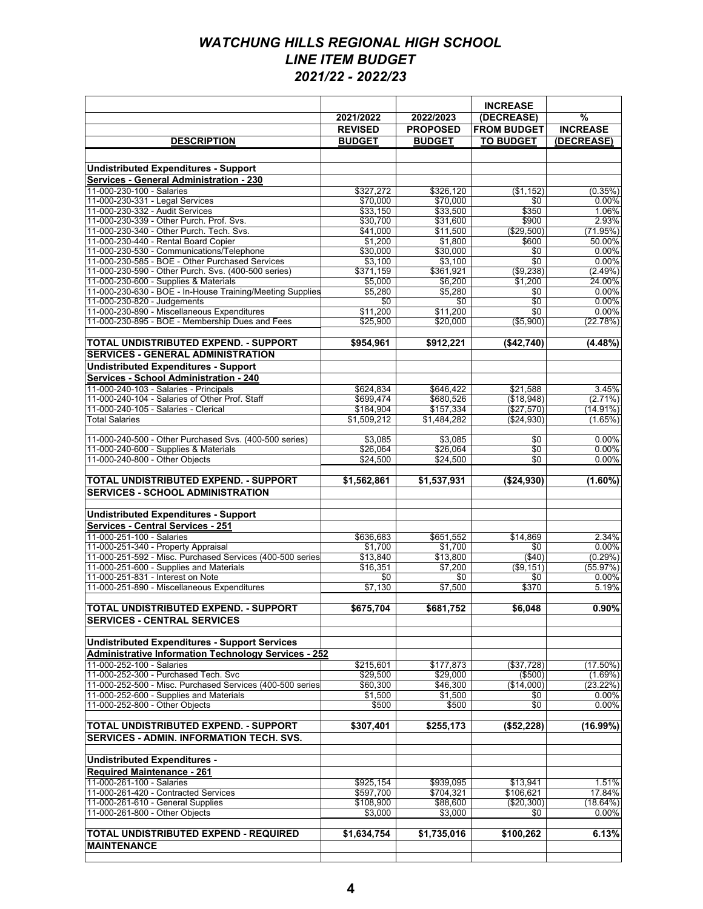# *WATCHUNG HILLS REGIONAL HIGH SCHOOL*
## *LINE ITEM BUDGET*
## *2021/22 - 2022/23*

| DESCRIPTION | 2021/2022 REVISED BUDGET | 2022/2023 PROPOSED BUDGET | INCREASE (DECREASE) FROM BUDGET TO BUDGET | % INCREASE (DECREASE) |
|---|---|---|---|---|
| | | | | |
| **Undistributed Expenditures - Support** | | | | |
| **Services - General Administration - 230** | | | | |
| 11-000-230-100 - Salaries | $327,272 | $326,120 | ($1,152) | (0.35%) |
| 11-000-230-331 - Legal Services | $70,000 | $70,000 | $0 | 0.00% |
| 11-000-230-332 - Audit Services | $33,150 | $33,500 | $350 | 1.06% |
| 11-000-230-339 - Other Purch. Prof. Svs. | $30,700 | $31,600 | $900 | 2.93% |
| 11-000-230-340 - Other Purch. Tech. Svs. | $41,000 | $11,500 | ($29,500) | (71.95%) |
| 11-000-230-440 - Rental Board Copier | $1,200 | $1,800 | $600 | 50.00% |
| 11-000-230-530 - Communications/Telephone | $30,000 | $30,000 | $0 | 0.00% |
| 11-000-230-585 - BOE - Other Purchased Services | $3,100 | $3,100 | $0 | 0.00% |
| 11-000-230-590 - Other Purch. Svs. (400-500 series) | $371,159 | $361,921 | ($9,238) | (2.49%) |
| 11-000-230-600 - Supplies & Materials | $5,000 | $6,200 | $1,200 | 24.00% |
| 11-000-230-630 - BOE - In-House Training/Meeting Supplies | $5,280 | $5,280 | $0 | 0.00% |
| 11-000-230-820 - Judgements | $0 | $0 | $0 | 0.00% |
| 11-000-230-890 - Miscellaneous Expenditures | $11,200 | $11,200 | $0 | 0.00% |
| 11-000-230-895 - BOE - Membership Dues and Fees | $25,900 | $20,000 | ($5,900) | (22.78%) |
| | | | | |
| **TOTAL UNDISTRIBUTED EXPEND. - SUPPORT SERVICES - GENERAL ADMINISTRATION** | **$954,961** | **$912,221** | **($42,740)** | **(4.48%)** |
| **Undistributed Expenditures - Support** | | | | |
| **Services - School Administration - 240** | | | | |
| 11-000-240-103 - Salaries - Principals | $624,834 | $646,422 | $21,588 | 3.45% |
| 11-000-240-104 - Salaries of Other Prof. Staff | $699,474 | $680,526 | ($18,948) | (2.71%) |
| 11-000-240-105 - Salaries - Clerical | $184,904 | $157,334 | ($27,570) | (14.91%) |
| Total Salaries | $1,509,212 | $1,484,282 | ($24,930) | (1.65%) |
| | | | | |
| 11-000-240-500 - Other Purchased Svs. (400-500 series) | $3,085 | $3,085 | $0 | 0.00% |
| 11-000-240-600 - Supplies & Materials | $26,064 | $26,064 | $0 | 0.00% |
| 11-000-240-800 - Other Objects | $24,500 | $24,500 | $0 | 0.00% |
| | | | | |
| **TOTAL UNDISTRIBUTED EXPEND. - SUPPORT SERVICES - SCHOOL ADMINISTRATION** | **$1,562,861** | **$1,537,931** | **($24,930)** | **(1.60%)** |
| | | | | |
| **Undistributed Expenditures - Support** | | | | |
| **Services - Central Services - 251** | | | | |
| 11-000-251-100 - Salaries | $636,683 | $651,552 | $14,869 | 2.34% |
| 11-000-251-340 - Property Appraisal | $1,700 | $1,700 | $0 | 0.00% |
| 11-000-251-592 - Misc. Purchased Services (400-500 series | $13,840 | $13,800 | ($40) | (0.29%) |
| 11-000-251-600 - Supplies and Materials | $16,351 | $7,200 | ($9,151) | (55.97%) |
| 11-000-251-831 - Interest on Note | $0 | $0 | $0 | 0.00% |
| 11-000-251-890 - Miscellaneous Expenditures | $7,130 | $7,500 | $370 | 5.19% |
| | | | | |
| **TOTAL UNDISTRIBUTED EXPEND. - SUPPORT SERVICES - CENTRAL SERVICES** | **$675,704** | **$681,752** | **$6,048** | **0.90%** |
| | | | | |
| **Undistributed Expenditures - Support Services** | | | | |
| **Administrative Information Technology Services - 252** | | | | |
| 11-000-252-100 - Salaries | $215,601 | $177,873 | ($37,728) | (17.50%) |
| 11-000-252-300 - Purchased Tech. Svc | $29,500 | $29,000 | ($500) | (1.69%) |
| 11-000-252-500 - Misc. Purchased Services (400-500 series | $60,300 | $46,300 | ($14,000) | (23.22%) |
| 11-000-252-600 - Supplies and Materials | $1,500 | $1,500 | $0 | 0.00% |
| 11-000-252-800 - Other Objects | $500 | $500 | $0 | 0.00% |
| | | | | |
| **TOTAL UNDISTRIBUTED EXPEND. - SUPPORT SERVICES - ADMIN. INFORMATION TECH. SVS.** | **$307,401** | **$255,173** | **($52,228)** | **(16.99%)** |
| | | | | |
| **Undistributed Expenditures -** | | | | |
| **Required Maintenance - 261** | | | | |
| 11-000-261-100 - Salaries | $925,154 | $939,095 | $13,941 | 1.51% |
| 11-000-261-420 - Contracted Services | $597,700 | $704,321 | $106,621 | 17.84% |
| 11-000-261-610 - General Supplies | $108,900 | $88,600 | ($20,300) | (18.64%) |
| 11-000-261-800 - Other Objects | $3,000 | $3,000 | $0 | 0.00% |
| | | | | |
| **TOTAL UNDISTRIBUTED EXPEND - REQUIRED MAINTENANCE** | **$1,634,754** | **$1,735,016** | **$100,262** | **6.13%** |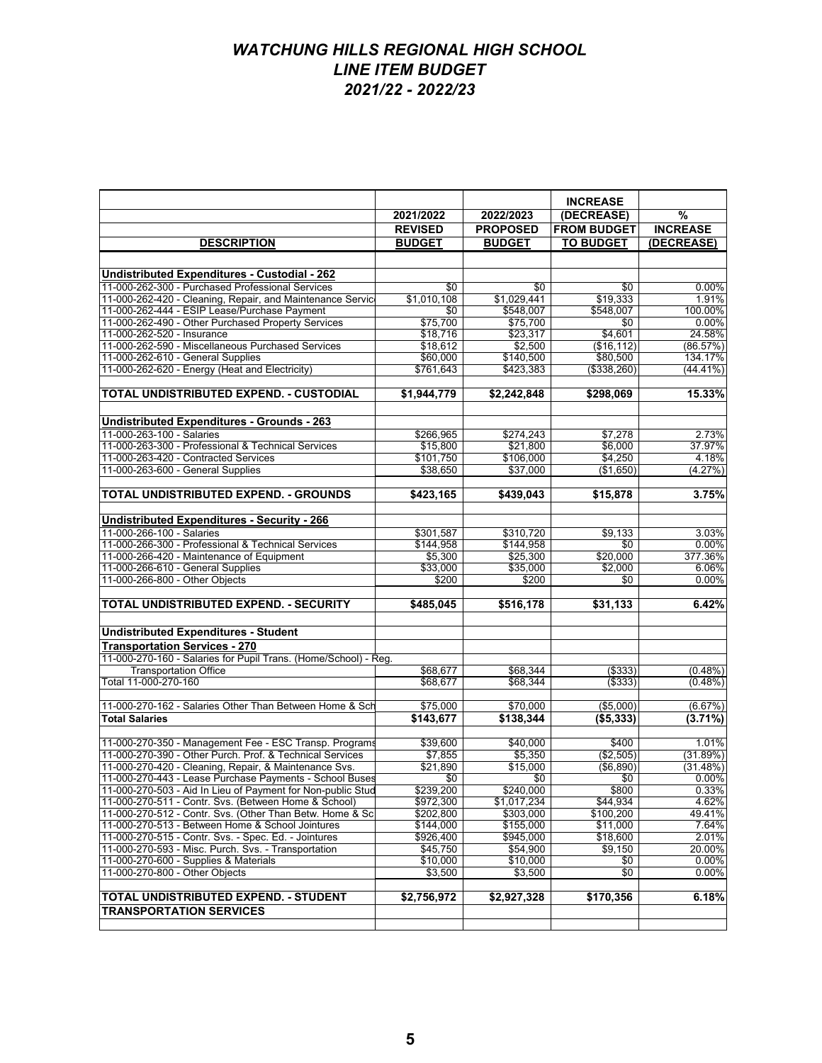# *WATCHUNG HILLS REGIONAL HIGH SCHOOL*
## *LINE ITEM BUDGET*
## *2021/22 - 2022/23*

| DESCRIPTION | 2021/2022 REVISED BUDGET | 2022/2023 PROPOSED BUDGET | INCREASE (DECREASE) FROM BUDGET TO BUDGET | % INCREASE (DECREASE) |
|---|---|---|---|---|
| **Undistributed Expenditures - Custodial - 262** | | | | |
| 11-000-262-300 - Purchased Professional Services | $0 | $0 | $0 | 0.00% |
| 11-000-262-420 - Cleaning, Repair, and Maintenance Servic | $1,010,108 | $1,029,441 | $19,333 | 1.91% |
| 11-000-262-444 - ESIP Lease/Purchase Payment | $0 | $548,007 | $548,007 | 100.00% |
| 11-000-262-490 - Other Purchased Property Services | $75,700 | $75,700 | $0 | 0.00% |
| 11-000-262-520 - Insurance | $18,716 | $23,317 | $4,601 | 24.58% |
| 11-000-262-590 - Miscellaneous Purchased Services | $18,612 | $2,500 | ($16,112) | (86.57%) |
| 11-000-262-610 - General Supplies | $60,000 | $140,500 | $80,500 | 134.17% |
| 11-000-262-620 - Energy (Heat and Electricity) | $761,643 | $423,383 | ($338,260) | (44.41%) |
| **TOTAL UNDISTRIBUTED EXPEND. - CUSTODIAL** | **$1,944,779** | **$2,242,848** | **$298,069** | **15.33%** |
| **Undistributed Expenditures - Grounds - 263** | | | | |
| 11-000-263-100 - Salaries | $266,965 | $274,243 | $7,278 | 2.73% |
| 11-000-263-300 - Professional & Technical Services | $15,800 | $21,800 | $6,000 | 37.97% |
| 11-000-263-420 - Contracted Services | $101,750 | $106,000 | $4,250 | 4.18% |
| 11-000-263-600 - General Supplies | $38,650 | $37,000 | ($1,650) | (4.27%) |
| **TOTAL UNDISTRIBUTED EXPEND. - GROUNDS** | **$423,165** | **$439,043** | **$15,878** | **3.75%** |
| **Undistributed Expenditures - Security - 266** | | | | |
| 11-000-266-100 - Salaries | $301,587 | $310,720 | $9,133 | 3.03% |
| 11-000-266-300 - Professional & Technical Services | $144,958 | $144,958 | $0 | 0.00% |
| 11-000-266-420 - Maintenance of Equipment | $5,300 | $25,300 | $20,000 | 377.36% |
| 11-000-266-610 - General Supplies | $33,000 | $35,000 | $2,000 | 6.06% |
| 11-000-266-800 - Other Objects | $200 | $200 | $0 | 0.00% |
| **TOTAL UNDISTRIBUTED EXPEND. - SECURITY** | **$485,045** | **$516,178** | **$31,133** | **6.42%** |
| **Undistributed Expenditures - Student Transportation Services - 270** | | | | |
| 11-000-270-160 - Salaries for Pupil Trans. (Home/School) - Reg. Transportation Office | $68,677 | $68,344 | ($333) | (0.48%) |
| Total 11-000-270-160 | $68,677 | $68,344 | ($333) | (0.48%) |
| 11-000-270-162 - Salaries Other Than Between Home & Sch | $75,000 | $70,000 | ($5,000) | (6.67%) |
| **Total Salaries** | **$143,677** | **$138,344** | **($5,333)** | **(3.71%)** |
| 11-000-270-350 - Management Fee - ESC Transp. Programs | $39,600 | $40,000 | $400 | 1.01% |
| 11-000-270-390 - Other Purch. Prof. & Technical Services | $7,855 | $5,350 | ($2,505) | (31.89%) |
| 11-000-270-420 - Cleaning, Repair, & Maintenance Svs. | $21,890 | $15,000 | ($6,890) | (31.48%) |
| 11-000-270-443 - Lease Purchase Payments - School Buses | $0 | $0 | $0 | 0.00% |
| 11-000-270-503 - Aid In Lieu of Payment for Non-public Stud | $239,200 | $240,000 | $800 | 0.33% |
| 11-000-270-511 - Contr. Svs. (Between Home & School) | $972,300 | $1,017,234 | $44,934 | 4.62% |
| 11-000-270-512 - Contr. Svs. (Other Than Betw. Home & Sc | $202,800 | $303,000 | $100,200 | 49.41% |
| 11-000-270-513 - Between Home & School Jointures | $144,000 | $155,000 | $11,000 | 7.64% |
| 11-000-270-515 - Contr. Svs. - Spec. Ed. - Jointures | $926,400 | $945,000 | $18,600 | 2.01% |
| 11-000-270-593 - Misc. Purch. Svs. - Transportation | $45,750 | $54,900 | $9,150 | 20.00% |
| 11-000-270-600 - Supplies & Materials | $10,000 | $10,000 | $0 | 0.00% |
| 11-000-270-800 - Other Objects | $3,500 | $3,500 | $0 | 0.00% |
| **TOTAL UNDISTRIBUTED EXPEND. - STUDENT TRANSPORTATION SERVICES** | **$2,756,972** | **$2,927,328** | **$170,356** | **6.18%** |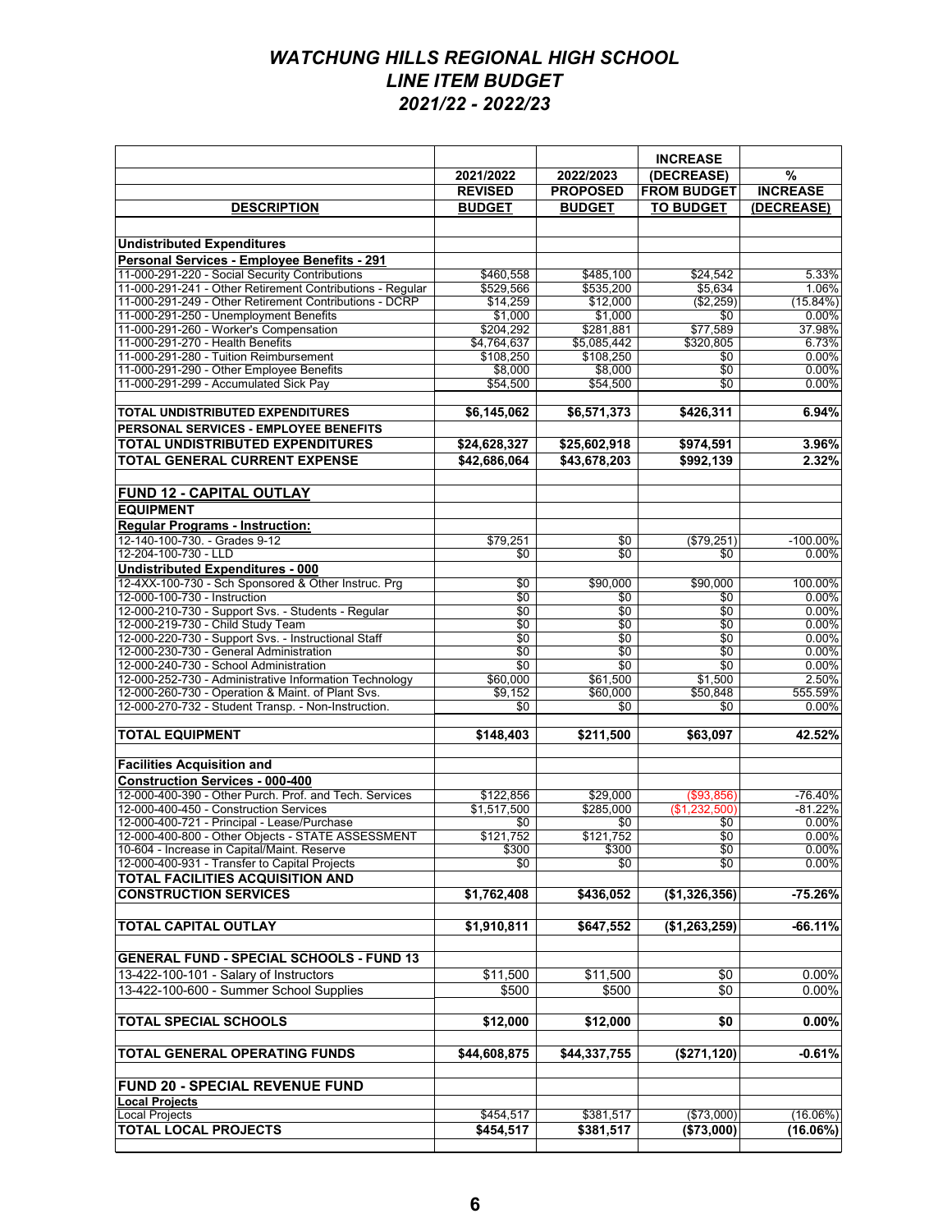# *WATCHUNG HILLS REGIONAL HIGH SCHOOL*
# *LINE ITEM BUDGET*
# *2021/22 - 2022/23*

| DESCRIPTION | 2021/2022 REVISED BUDGET | 2022/2023 PROPOSED BUDGET | INCREASE (DECREASE) FROM BUDGET TO BUDGET | % INCREASE (DECREASE) |
|---|---|---|---|---|
| | | | | |
| **Undistributed Expenditures** | | | | |
| **Personal Services - Employee Benefits - 291** | | | | |
| 11-000-291-220 - Social Security Contributions | $460,558 | $485,100 | $24,542 | 5.33% |
| 11-000-291-241 - Other Retirement Contributions - Regular | $529,566 | $535,200 | $5,634 | 1.06% |
| 11-000-291-249 - Other Retirement Contributions - DCRP | $14,259 | $12,000 | ($2,259) | (15.84%) |
| 11-000-291-250 - Unemployment Benefits | $1,000 | $1,000 | $0 | 0.00% |
| 11-000-291-260 - Worker's Compensation | $204,292 | $281,881 | $77,589 | 37.98% |
| 11-000-291-270 - Health Benefits | $4,764,637 | $5,085,442 | $320,805 | 6.73% |
| 11-000-291-280 - Tuition Reimbursement | $108,250 | $108,250 | $0 | 0.00% |
| 11-000-291-290 - Other Employee Benefits | $8,000 | $8,000 | $0 | 0.00% |
| 11-000-291-299 - Accumulated Sick Pay | $54,500 | $54,500 | $0 | 0.00% |
| | | | | |
| **TOTAL UNDISTRIBUTED EXPENDITURES** | **$6,145,062** | **$6,571,373** | **$426,311** | **6.94%** |
| **PERSONAL SERVICES - EMPLOYEE BENEFITS** | | | | |
| **TOTAL UNDISTRIBUTED EXPENDITURES** | **$24,628,327** | **$25,602,918** | **$974,591** | **3.96%** |
| **TOTAL GENERAL CURRENT EXPENSE** | **$42,686,064** | **$43,678,203** | **$992,139** | **2.32%** |
| | | | | |
| **FUND 12 - CAPITAL OUTLAY** | | | | |
| **EQUIPMENT** | | | | |
| **Regular Programs - Instruction:** | | | | |
| 12-140-100-730. - Grades 9-12 | $79,251 | $0 | ($79,251) | -100.00% |
| 12-204-100-730 - LLD | $0 | $0 | $0 | 0.00% |
| **Undistributed Expenditures - 000** | | | | |
| 12-4XX-100-730 - Sch Sponsored & Other Instruc. Prg | $0 | $90,000 | $90,000 | 100.00% |
| 12-000-100-730 - Instruction | $0 | $0 | $0 | 0.00% |
| 12-000-210-730 - Support Svs. - Students - Regular | $0 | $0 | $0 | 0.00% |
| 12-000-219-730 - Child Study Team | $0 | $0 | $0 | 0.00% |
| 12-000-220-730 - Support Svs. - Instructional Staff | $0 | $0 | $0 | 0.00% |
| 12-000-230-730 - General Administration | $0 | $0 | $0 | 0.00% |
| 12-000-240-730 - School Administration | $0 | $0 | $0 | 0.00% |
| 12-000-252-730 - Administrative Information Technology | $60,000 | $61,500 | $1,500 | 2.50% |
| 12-000-260-730 - Operation & Maint. of Plant Svs. | $9,152 | $60,000 | $50,848 | 555.59% |
| 12-000-270-732 - Student Transp. - Non-Instruction. | $0 | $0 | $0 | 0.00% |
| | | | | |
| **TOTAL EQUIPMENT** | **$148,403** | **$211,500** | **$63,097** | **42.52%** |
| | | | | |
| **Facilities Acquisition and** | | | | |
| **Construction Services - 000-400** | | | | |
| 12-000-400-390 - Other Purch. Prof. and Tech. Services | $122,856 | $29,000 | ($93,856) | -76.40% |
| 12-000-400-450 - Construction Services | $1,517,500 | $285,000 | ($1,232,500) | -81.22% |
| 12-000-400-721 - Principal - Lease/Purchase | $0 | $0 | $0 | 0.00% |
| 12-000-400-800 - Other Objects - STATE ASSESSMENT | $121,752 | $121,752 | $0 | 0.00% |
| 10-604 - Increase in Capital/Maint. Reserve | $300 | $300 | $0 | 0.00% |
| 12-000-400-931 - Transfer to Capital Projects | $0 | $0 | $0 | 0.00% |
| **TOTAL FACILITIES ACQUISITION AND** | | | | |
| **CONSTRUCTION SERVICES** | **$1,762,408** | **$436,052** | **($1,326,356)** | **-75.26%** |
| | | | | |
| **TOTAL CAPITAL OUTLAY** | **$1,910,811** | **$647,552** | **($1,263,259)** | **-66.11%** |
| | | | | |
| **GENERAL FUND - SPECIAL SCHOOLS - FUND 13** | | | | |
| 13-422-100-101 - Salary of Instructors | $11,500 | $11,500 | $0 | 0.00% |
| 13-422-100-600 - Summer School Supplies | $500 | $500 | $0 | 0.00% |
| | | | | |
| **TOTAL SPECIAL SCHOOLS** | **$12,000** | **$12,000** | **$0** | **0.00%** |
| | | | | |
| **TOTAL GENERAL OPERATING FUNDS** | **$44,608,875** | **$44,337,755** | **($271,120)** | **-0.61%** |
| | | | | |
| **FUND 20 - SPECIAL REVENUE FUND** | | | | |
| **Local Projects** | | | | |
| Local Projects | $454,517 | $381,517 | ($73,000) | (16.06%) |
| **TOTAL LOCAL PROJECTS** | **$454,517** | **$381,517** | **($73,000)** | **(16.06%)** |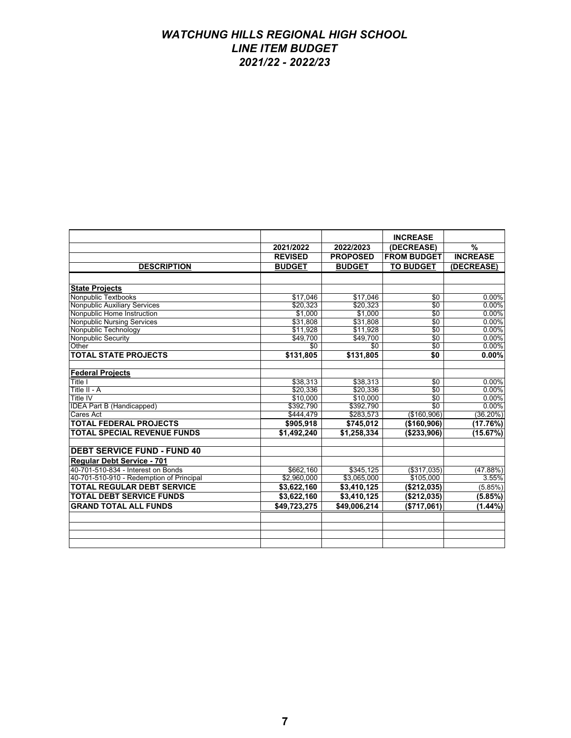# *WATCHUNG HILLS REGIONAL HIGH SCHOOL*
## *LINE ITEM BUDGET*
## *2021/22 - 2022/23*

| DESCRIPTION | 2021/2022 REVISED BUDGET | 2022/2023 PROPOSED BUDGET | INCREASE (DECREASE) FROM BUDGET TO BUDGET | % INCREASE (DECREASE) |
|---|---|---|---|---|
| | | | | |
| **State Projects** | | | | |
| Nonpublic Textbooks | $17,046 | $17,046 | $0 | 0.00% |
| Nonpublic Auxiliary Services | $20,323 | $20,323 | $0 | 0.00% |
| Nonpublic Home Instruction | $1,000 | $1,000 | $0 | 0.00% |
| Nonpublic Nursing Services | $31,808 | $31,808 | $0 | 0.00% |
| Nonpublic Technology | $11,928 | $11,928 | $0 | 0.00% |
| Nonpublic Security | $49,700 | $49,700 | $0 | 0.00% |
| Other | $0 | $0 | $0 | 0.00% |
| **TOTAL STATE PROJECTS** | **$131,805** | **$131,805** | **$0** | **0.00%** |
| | | | | |
| **Federal Projects** | | | | |
| Title I | $38,313 | $38,313 | $0 | 0.00% |
| Title II - A | $20,336 | $20,336 | $0 | 0.00% |
| Title IV | $10,000 | $10,000 | $0 | 0.00% |
| IDEA Part B (Handicapped) | $392,790 | $392,790 | $0 | 0.00% |
| Cares Act | $444,479 | $283,573 | ($160,906) | (36.20%) |
| **TOTAL FEDERAL PROJECTS** | **$905,918** | **$745,012** | **($160,906)** | **(17.76%)** |
| **TOTAL SPECIAL REVENUE FUNDS** | **$1,492,240** | **$1,258,334** | **($233,906)** | **(15.67%)** |
| | | | | |
| **DEBT SERVICE FUND - FUND 40** | | | | |
| **Regular Debt Service - 701** | | | | |
| 40-701-510-834 - Interest on Bonds | $662,160 | $345,125 | ($317,035) | (47.88%) |
| 40-701-510-910 - Redemption of Principal | $2,960,000 | $3,065,000 | $105,000 | 3.55% |
| **TOTAL REGULAR DEBT SERVICE** | **$3,622,160** | **$3,410,125** | **($212,035)** | (5.85%) |
| **TOTAL DEBT SERVICE FUNDS** | **$3,622,160** | **$3,410,125** | **($212,035)** | **(5.85%)** |
| **GRAND TOTAL ALL FUNDS** | **$49,723,275** | **$49,006,214** | **($717,061)** | **(1.44%)** |